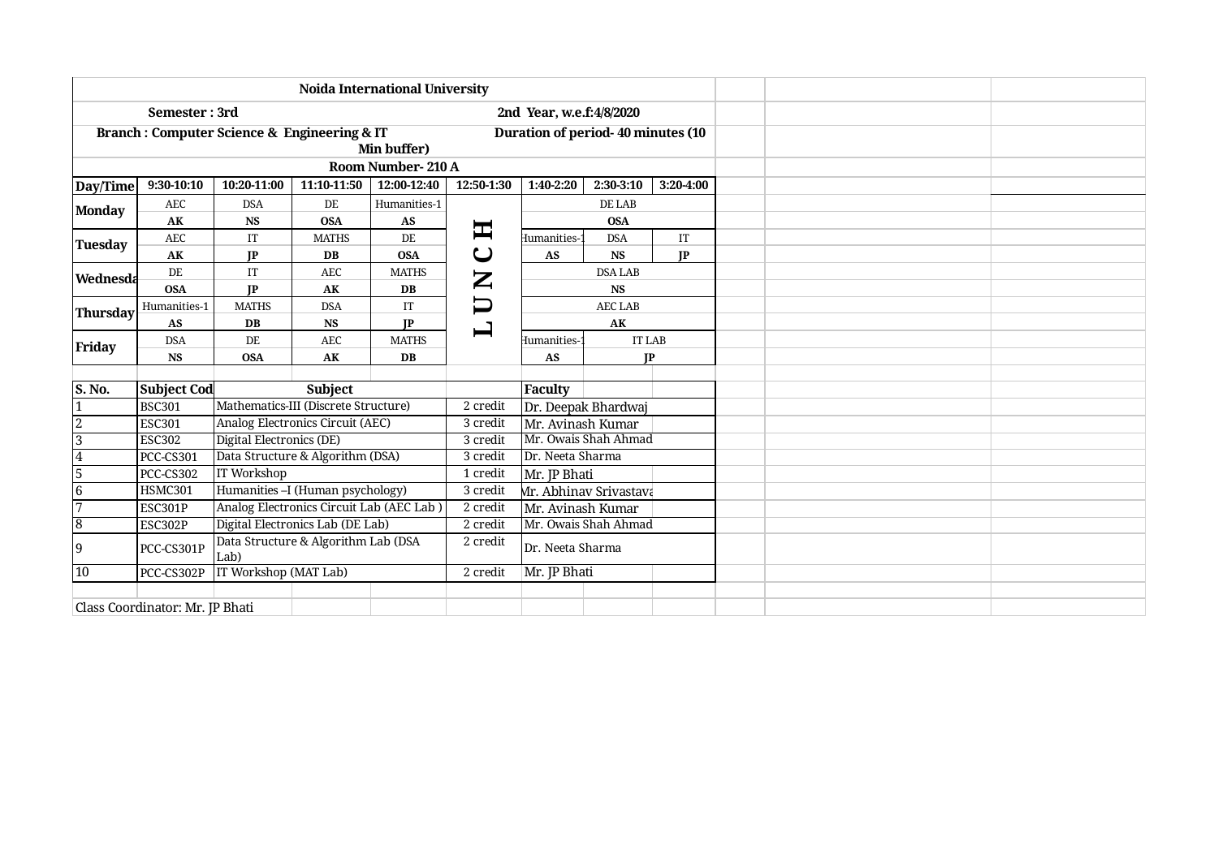# Noida International University

**Semester : 3rd** | **2nd Year, w.e.f:4/8/2020**

**Branch : Computer Science & Engineering & IT** | **Duration of period- 40 minutes (10 Min buffer)**

**Room Number- 210 A**

| Day/Time | 9:30-10:10 | 10:20-11:00 | 11:10-11:50 | 12:00-12:40 | 12:50-1:30 | 1:40-2:20 | 2:30-3:10 | 3:20-4:00 |
|---|---|---|---|---|---|---|---|---|
| **Monday** | AEC **AK** | DSA **NS** | DE **OSA** | Humanities-1 **AS** | LUNCH | DE LAB **OSA** | | |
| **Tuesday** | AEC **AK** | IT **JP** | MATHS **DB** | DE **OSA** | LUNCH | Humanities-1 **AS** | DSA **NS** | IT **JP** |
| **Wednesday** | DE **OSA** | IT **JP** | AEC **AK** | MATHS **DB** | LUNCH | DSA LAB **NS** | | |
| **Thursday** | Humanities-1 **AS** | MATHS **DB** | DSA **NS** | IT **JP** | LUNCH | AEC LAB **AK** | | |
| **Friday** | DSA **NS** | DE **OSA** | AEC **AK** | MATHS **DB** | LUNCH | Humanities-1 **AS** | IT LAB **JP** | |

| S. No. | Subject Code | Subject | Credit | Faculty |
|---|---|---|---|---|
| 1 | BSC301 | Mathematics-III (Discrete Structure) | 2 credit | Dr. Deepak Bhardwaj |
| 2 | ESC301 | Analog Electronics Circuit (AEC) | 3 credit | Mr. Avinash Kumar |
| 3 | ESC302 | Digital Electronics (DE) | 3 credit | Mr. Owais Shah Ahmad |
| 4 | PCC-CS301 | Data Structure & Algorithm (DSA) | 3 credit | Dr. Neeta Sharma |
| 5 | PCC-CS302 | IT Workshop | 1 credit | Mr. JP Bhati |
| 6 | HSMC301 | Humanities –I (Human psychology) | 3 credit | Mr. Abhinav Srivastava |
| 7 | ESC301P | Analog Electronics Circuit Lab (AEC Lab ) | 2 credit | Mr. Avinash Kumar |
| 8 | ESC302P | Digital Electronics Lab (DE Lab) | 2 credit | Mr. Owais Shah Ahmad |
| 9 | PCC-CS301P | Data Structure & Algorithm Lab (DSA Lab) | 2 credit | Dr. Neeta Sharma |
| 10 | PCC-CS302P | IT Workshop (MAT Lab) | 2 credit | Mr. JP Bhati |

Class Coordinator: Mr. JP Bhati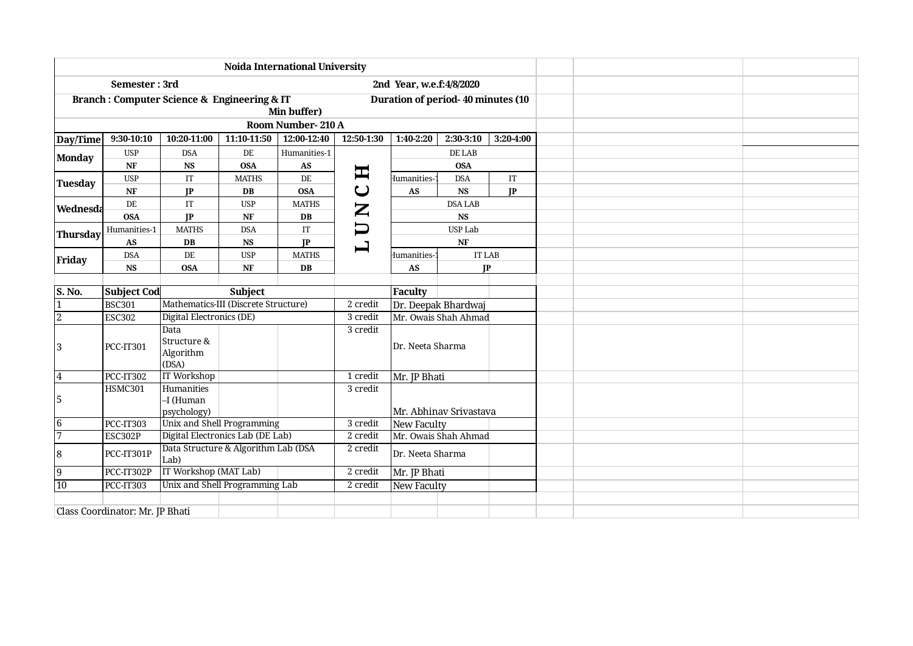**Noida International University**

**Semester : 3rd** **2nd Year, w.e.f.:4/8/2020**

**Branch : Computer Science & Engineering & IT** **Duration of period- 40 minutes (10 Min buffer)**

**Room Number- 210 A**

| Day/Time | 9:30-10:10 | 10:20-11:00 | 11:10-11:50 | 12:00-12:40 | 12:50-1:30 | 1:40-2:20 | 2:30-3:10 | 3:20-4:00 |
|---|---|---|---|---|---|---|---|---|
| Monday | USP | DSA | DE | Humanities-1 | LUNCH | DE LAB | | |
| | NF | NS | OSA | AS | | OSA | | |
| Tuesday | USP | IT | MATHS | DE | | Humanities-1 | DSA | IT |
| | NF | JP | DB | OSA | | AS | NS | JP |
| Wednesday | DE | IT | USP | MATHS | | DSA LAB | | |
| | OSA | JP | NF | DB | | NS | | |
| Thursday | Humanities-1 | MATHS | DSA | IT | | USP Lab | | |
| | AS | DB | NS | JP | | NF | | |
| Friday | DSA | DE | USP | MATHS | | Humanities-1 | IT LAB | |
| | NS | OSA | NF | DB | | AS | JP | |

| S. No. | Subject Code | Subject | Credit | Faculty |
|---|---|---|---|---|
| 1 | BSC301 | Mathematics-III (Discrete Structure) | 2 credit | Dr. Deepak Bhardwaj |
| 2 | ESC302 | Digital Electronics (DE) | 3 credit | Mr. Owais Shah Ahmad |
| 3 | PCC-IT301 | Data Structure & Algorithm (DSA) | 3 credit | Dr. Neeta Sharma |
| 4 | PCC-IT302 | IT Workshop | 1 credit | Mr. JP Bhati |
| 5 | HSMC301 | Humanities –I (Human psychology) | 3 credit | Mr. Abhinav Srivastava |
| 6 | PCC-IT303 | Unix and Shell Programming | 3 credit | New Faculty |
| 7 | ESC302P | Digital Electronics Lab (DE Lab) | 2 credit | Mr. Owais Shah Ahmad |
| 8 | PCC-IT301P | Data Structure & Algorithm Lab (DSA Lab) | 2 credit | Dr. Neeta Sharma |
| 9 | PCC-IT302P | IT Workshop (MAT Lab) | 2 credit | Mr. JP Bhati |
| 10 | PCC-IT303 | Unix and Shell Programming Lab | 2 credit | New Faculty |

Class Coordinator: Mr. JP Bhati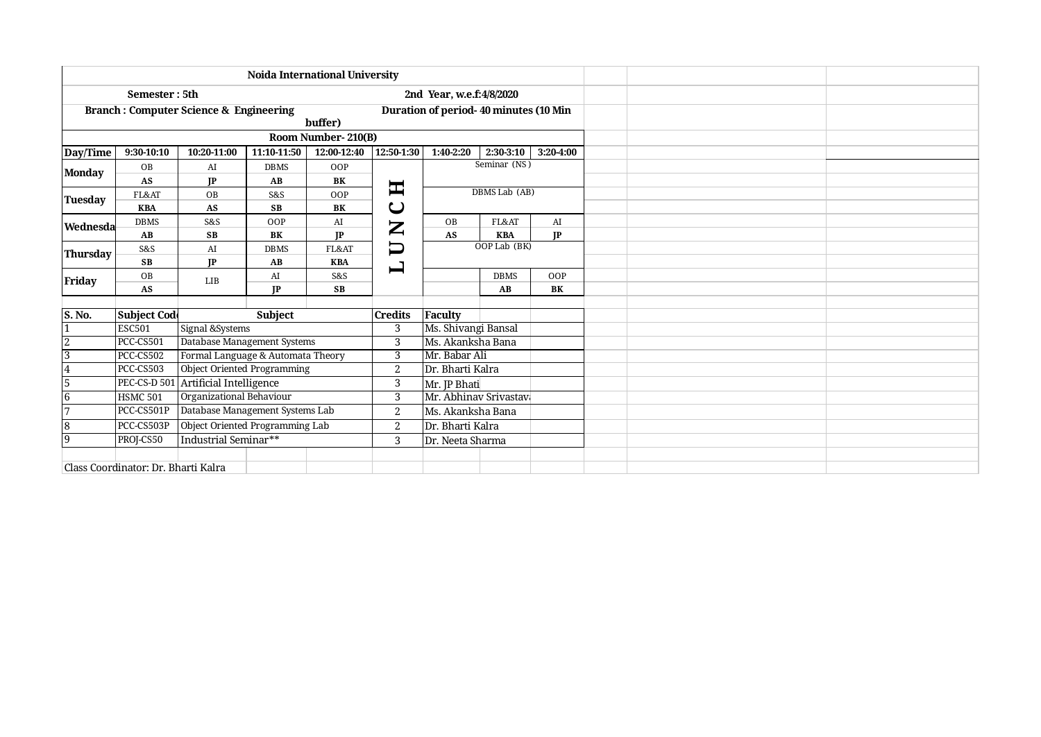**Noida International University**

**Semester : 5th** **2nd Year, w.e.f:4/8/2020**

**Branch : Computer Science & Engineering** **Duration of period- 40 minutes (10 Min buffer)**

**Room Number- 210(B)**

| Day/Time | 9:30-10:10 | 10:20-11:00 | 11:10-11:50 | 12:00-12:40 | 12:50-1:30 | 1:40-2:20 | 2:30-3:10 | 3:20-4:00 |
|---|---|---|---|---|---|---|---|---|
| **Monday** | OB **AS** | AI **JP** | DBMS **AB** | OOP **BK** | LUNCH | Seminar (NS) | | |
| **Tuesday** | FL&AT **KBA** | OB **AS** | S&S **SB** | OOP **BK** | | DBMS Lab (AB) | | |
| **Wednesda** | DBMS **AB** | S&S **SB** | OOP **BK** | AI **JP** | | OB **AS** | FL&AT **KBA** | AI **JP** |
| **Thursday** | S&S **SB** | AI **JP** | DBMS **AB** | FL&AT **KBA** | | OOP Lab (BK) | | |
| **Friday** | OB **AS** | LIB | AI **JP** | S&S **SB** | | | DBMS **AB** | OOP **BK** |

| S. No. | Subject Code | Subject | Credits | Faculty |
|---|---|---|---|---|
| 1 | ESC501 | Signal &Systems | 3 | Ms. Shivangi Bansal |
| 2 | PCC-CS501 | Database Management Systems | 3 | Ms. Akanksha Bana |
| 3 | PCC-CS502 | Formal Language & Automata Theory | 3 | Mr. Babar Ali |
| 4 | PCC-CS503 | Object Oriented Programming | 2 | Dr. Bharti Kalra |
| 5 | PEC-CS-D 501 | Artificial Intelligence | 3 | Mr. JP Bhati |
| 6 | HSMC 501 | Organizational Behaviour | 3 | Mr. Abhinav Srivastava |
| 7 | PCC-CS501P | Database Management Systems Lab | 2 | Ms. Akanksha Bana |
| 8 | PCC-CS503P | Object Oriented Programming Lab | 2 | Dr. Bharti Kalra |
| 9 | PROJ-CS50 | Industrial Seminar** | 3 | Dr. Neeta Sharma |

Class Coordinator: Dr. Bharti Kalra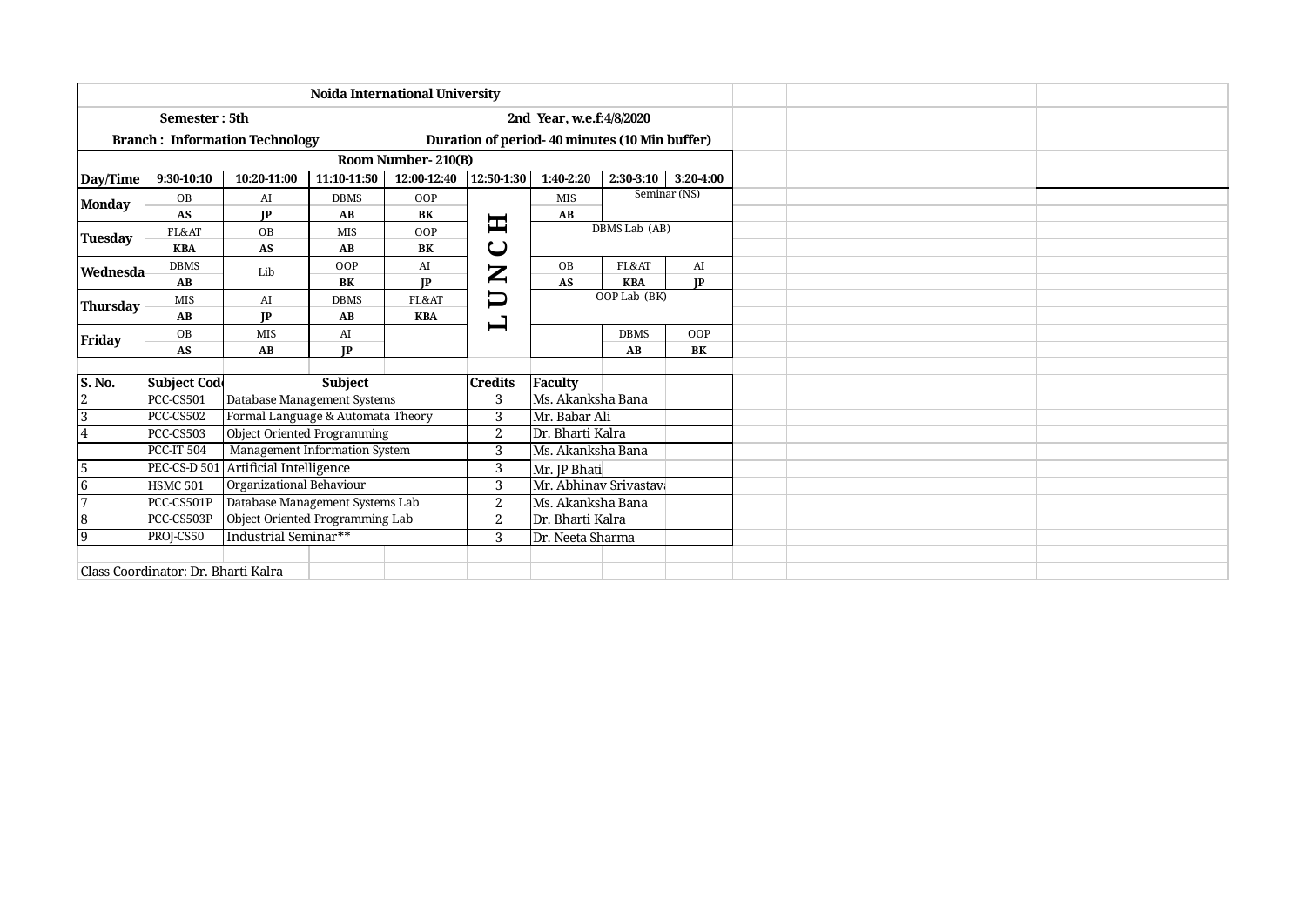**Noida International University**

Semester : 5th — 2nd Year, w.e.f:4/8/2020

Branch : Information Technology — Duration of period- 40 minutes (10 Min buffer)

Room Number- 210(B)

| Day/Time | 9:30-10:10 | 10:20-11:00 | 11:10-11:50 | 12:00-12:40 | 12:50-1:30 | 1:40-2:20 | 2:30-3:10 | 3:20-4:00 |
|---|---|---|---|---|---|---|---|---|
| Monday | OB **AS** | AI **JP** | DBMS **AB** | OOP **BK** | LUNCH | MIS **AB** | Seminar (NS) | |
| Tuesday | FL&AT **KBA** | OB **AS** | MIS **AB** | OOP **BK** | LUNCH | DBMS Lab (AB) | | |
| Wednesda | DBMS **AB** | Lib | OOP **BK** | AI **JP** | LUNCH | OB **AS** | FL&AT **KBA** | AI **JP** |
| Thursday | MIS **AB** | AI **JP** | DBMS **AB** | FL&AT **KBA** | LUNCH | OOP Lab (BK) | | |
| Friday | OB **AS** | MIS **AB** | AI **JP** | | LUNCH | | DBMS **AB** | OOP **BK** |

| S. No. | Subject Code | Subject | Credits | Faculty |
|---|---|---|---|---|
| 2 | PCC-CS501 | Database Management Systems | 3 | Ms. Akanksha Bana |
| 3 | PCC-CS502 | Formal Language & Automata Theory | 3 | Mr. Babar Ali |
| 4 | PCC-CS503 | Object Oriented Programming | 2 | Dr. Bharti Kalra |
| | PCC-IT 504 | Management Information System | 3 | Ms. Akanksha Bana |
| 5 | PEC-CS-D 501 | Artificial Intelligence | 3 | Mr. JP Bhati |
| 6 | HSMC 501 | Organizational Behaviour | 3 | Mr. Abhinav Srivastava |
| 7 | PCC-CS501P | Database Management Systems Lab | 2 | Ms. Akanksha Bana |
| 8 | PCC-CS503P | Object Oriented Programming Lab | 2 | Dr. Bharti Kalra |
| 9 | PROJ-CS50 | Industrial Seminar** | 3 | Dr. Neeta Sharma |

Class Coordinator: Dr. Bharti Kalra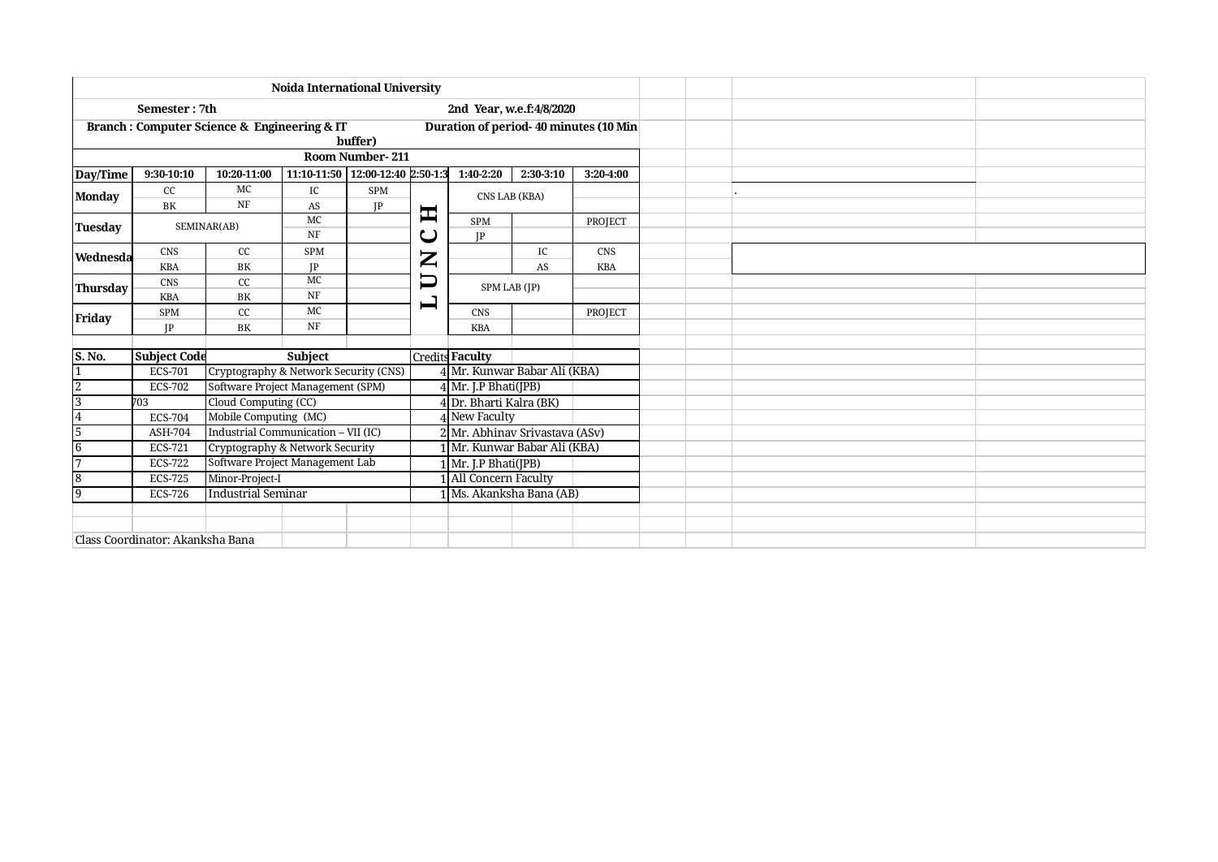**Noida International University**

**Semester : 7th** — **2nd Year, w.e.f:4/8/2020**

**Branch : Computer Science & Engineering & IT** — **Duration of period- 40 minutes (10 Min buffer)**

**Room Number- 211**

| Day/Time | 9:30-10:10 | 10:20-11:00 | 11:10-11:50 | 12:00-12:40 | 12:50-1:30 | 1:40-2:20 | 2:30-3:10 | 3:20-4:00 |
|---|---|---|---|---|---|---|---|---|
| Monday | CC BK | MC NF | IC AS | SPM JP | LUNCH | CNS LAB (KBA) | | |
| Tuesday | SEMINAR(AB) | | MC NF | | LUNCH | SPM JP | | PROJECT |
| Wednesda | CNS KBA | CC BK | SPM JP | | LUNCH | | IC AS | CNS KBA |
| Thursday | CNS KBA | CC BK | MC NF | | LUNCH | SPM LAB (JP) | | |
| Friday | SPM JP | CC BK | MC NF | | LUNCH | CNS KBA | | PROJECT |

| S. No. | Subject Code | Subject | Credits | Faculty |
|---|---|---|---|---|
| 1 | ECS-701 | Cryptography & Network Security (CNS) | 4 | Mr. Kunwar Babar Ali (KBA) |
| 2 | ECS-702 | Software Project Management (SPM) | 4 | Mr. J.P Bhati(JPB) |
| 3 | 703 | Cloud Computing (CC) | 4 | Dr. Bharti Kalra (BK) |
| 4 | ECS-704 | Mobile Computing (MC) | 4 | New Faculty |
| 5 | ASH-704 | Industrial Communication – VII (IC) | 2 | Mr. Abhinav Srivastava (ASv) |
| 6 | ECS-721 | Cryptography & Network Security | 1 | Mr. Kunwar Babar Ali (KBA) |
| 7 | ECS-722 | Software Project Management Lab | 1 | Mr. J.P Bhati(JPB) |
| 8 | ECS-725 | Minor-Project-I | 1 | All Concern Faculty |
| 9 | ECS-726 | Industrial Seminar | 1 | Ms. Akanksha Bana (AB) |

Class Coordinator: Akanksha Bana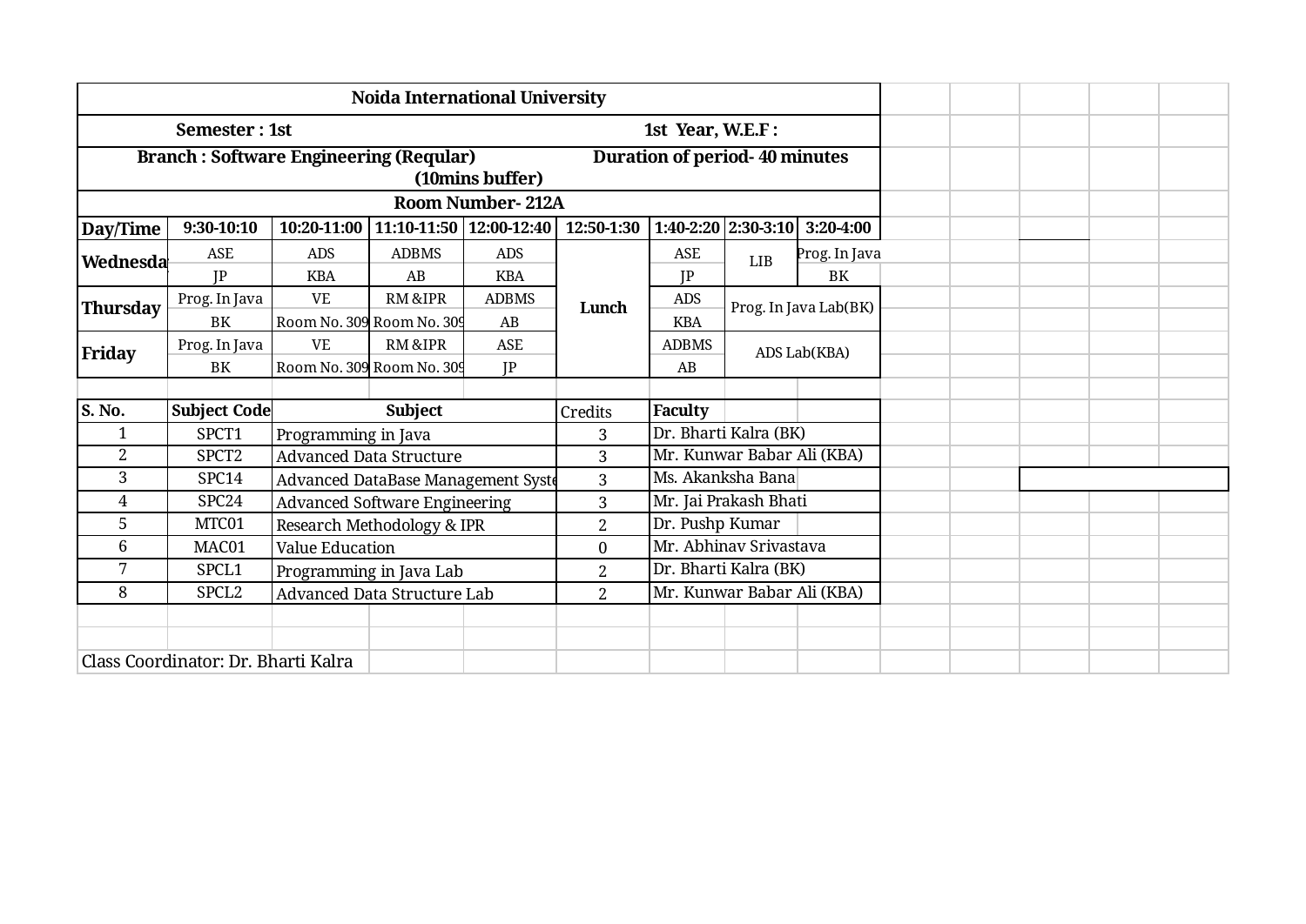**Noida International University**

**Semester : 1st** **1st Year, W.E.F :**

**Branch : Software Engineering (Regular)** **Duration of period- 40 minutes (10mins buffer)**

**Room Number- 212A**

| Day/Time | 9:30-10:10 | 10:20-11:00 | 11:10-11:50 | 12:00-12:40 | 12:50-1:30 | 1:40-2:20 | 2:30-3:10 | 3:20-4:00 |
|---|---|---|---|---|---|---|---|---|
| Wednesday | ASE | ADS | ADBMS | ADS | Lunch | ASE | LIB | Prog. In Java |
| | JP | KBA | AB | KBA | | JP | | BK |
| Thursday | Prog. In Java | VE | RM &IPR | ADBMS | | ADS | Prog. In Java Lab(BK) | |
| | BK | Room No. 309 | Room No. 309 | AB | | KBA | | |
| Friday | Prog. In Java | VE | RM &IPR | ASE | | ADBMS | ADS Lab(KBA) | |
| | BK | Room No. 309 | Room No. 309 | JP | | AB | | |

| S. No. | Subject Code | Subject | Credits | Faculty |
|---|---|---|---|---|
| 1 | SPCT1 | Programming in Java | 3 | Dr. Bharti Kalra (BK) |
| 2 | SPCT2 | Advanced Data Structure | 3 | Mr. Kunwar Babar Ali (KBA) |
| 3 | SPC14 | Advanced DataBase Management System | 3 | Ms. Akanksha Bana |
| 4 | SPC24 | Advanced Software Engineering | 3 | Mr. Jai Prakash Bhati |
| 5 | MTC01 | Research Methodology & IPR | 2 | Dr. Pushp Kumar |
| 6 | MAC01 | Value Education | 0 | Mr. Abhinav Srivastava |
| 7 | SPCL1 | Programming in Java Lab | 2 | Dr. Bharti Kalra (BK) |
| 8 | SPCL2 | Advanced Data Structure Lab | 2 | Mr. Kunwar Babar Ali (KBA) |

Class Coordinator: Dr. Bharti Kalra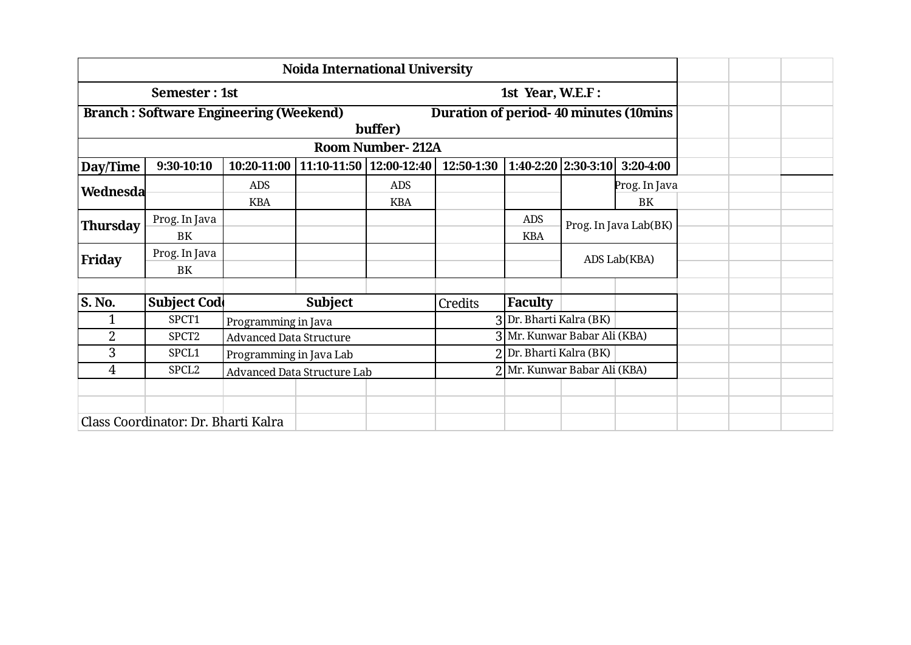**Noida International University**

**Semester : 1st** **1st Year, W.E.F :**

**Branch : Software Engineering (Weekend)** **Duration of period- 40 minutes (10mins buffer)**

**Room Number- 212A**

| Day/Time | 9:30-10:10 | 10:20-11:00 | 11:10-11:50 | 12:00-12:40 | 12:50-1:30 | 1:40-2:20 | 2:30-3:10 | 3:20-4:00 |
|---|---|---|---|---|---|---|---|---|
| Wednesda | | ADS<br>KBA | | ADS<br>KBA | | | | Prog. In Java<br>BK |
| Thursday | Prog. In Java<br>BK | | | | | ADS<br>KBA | Prog. In Java Lab(BK) | |
| Friday | Prog. In Java<br>BK | | | | | | ADS Lab(KBA) | |

| S. No. | Subject Code | Subject | Credits | Faculty |
|---|---|---|---|---|
| 1 | SPCT1 | Programming in Java | 3 | Dr. Bharti Kalra (BK) |
| 2 | SPCT2 | Advanced Data Structure | 3 | Mr. Kunwar Babar Ali (KBA) |
| 3 | SPCL1 | Programming in Java Lab | 2 | Dr. Bharti Kalra (BK) |
| 4 | SPCL2 | Advanced Data Structure Lab | 2 | Mr. Kunwar Babar Ali (KBA) |

Class Coordinator: Dr. Bharti Kalra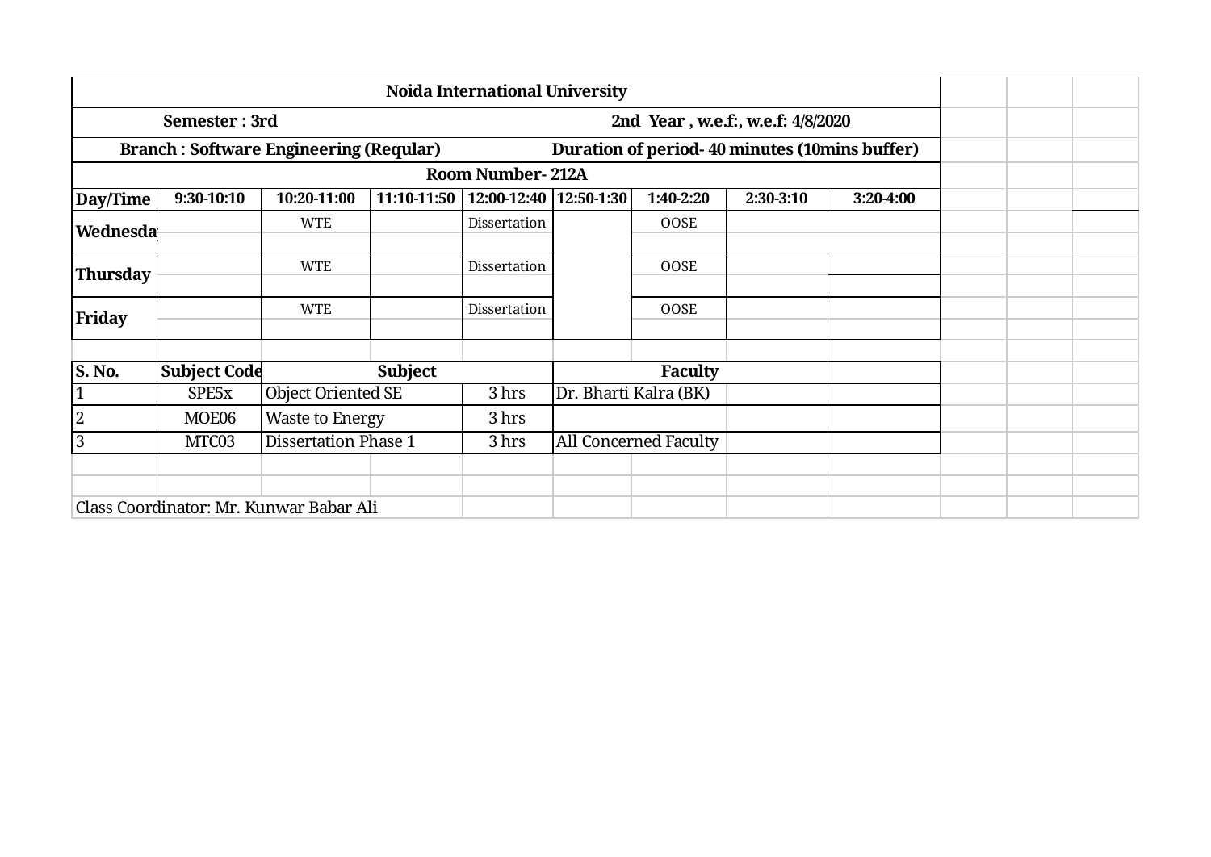**Noida International University**

**Semester : 3rd** **2nd Year , w.e.f:, w.e.f: 4/8/2020**

**Branch : Software Engineering (Reqular)** **Duration of period- 40 minutes (10mins buffer)**

**Room Number- 212A**

| Day/Time | 9:30-10:10 | 10:20-11:00 | 11:10-11:50 | 12:00-12:40 | 12:50-1:30 | 1:40-2:20 | 2:30-3:10 | 3:20-4:00 |
|---|---|---|---|---|---|---|---|---|
| Wednesday | | WTE | | Dissertation | | OOSE | | |
| Thursday | | WTE | | Dissertation | | OOSE | | |
| Friday | | WTE | | Dissertation | | OOSE | | |

| S. No. | Subject Code | Subject | | Faculty |
|---|---|---|---|---|
| 1 | SPE5x | Object Oriented SE | 3 hrs | Dr. Bharti Kalra (BK) |
| 2 | MOE06 | Waste to Energy | 3 hrs | |
| 3 | MTC03 | Dissertation Phase 1 | 3 hrs | All Concerned Faculty |

Class Coordinator: Mr. Kunwar Babar Ali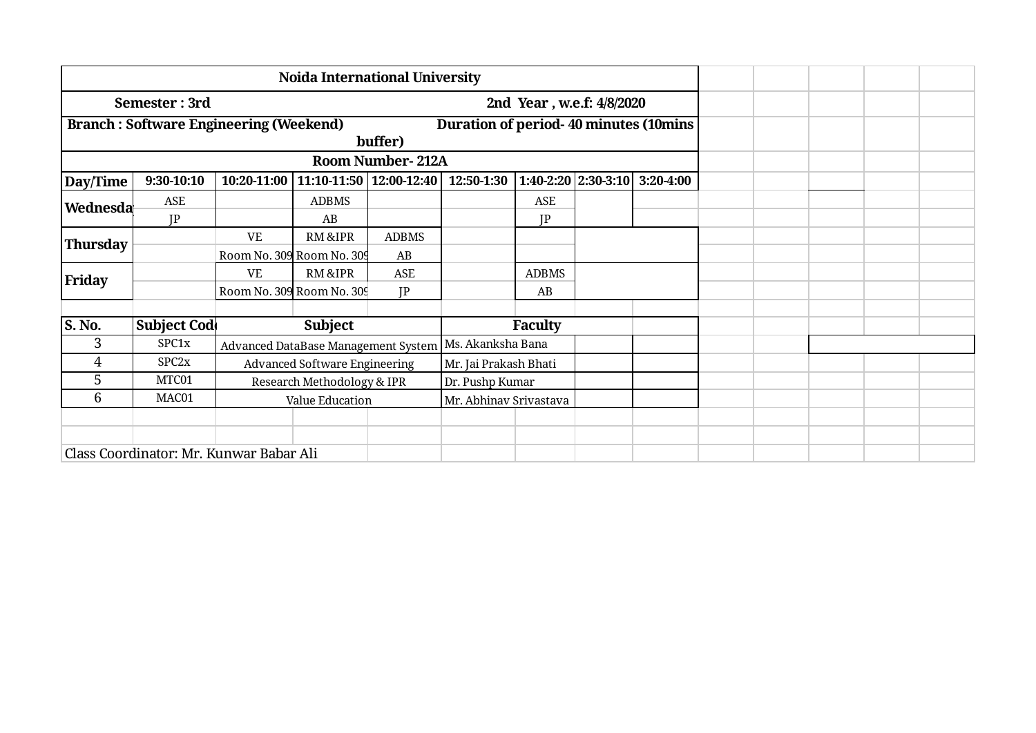# Noida International University

**Semester : 3rd** **2nd Year , w.e.f: 4/8/2020**

**Branch : Software Engineering (Weekend)** **Duration of period- 40 minutes (10mins buffer)**

**Room Number- 212A**

| Day/Time | 9:30-10:10 | 10:20-11:00 | 11:10-11:50 | 12:00-12:40 | 12:50-1:30 | 1:40-2:20 | 2:30-3:10 | 3:20-4:00 |
|---|---|---|---|---|---|---|---|---|
| Wednesday | ASE | | ADBMS | | | ASE | | |
| | JP | | AB | | | JP | | |
| Thursday | | VE | RM &IPR | ADBMS | | | | |
| | | Room No. 309 | Room No. 309 | AB | | | | |
| Friday | | VE | RM &IPR | ASE | | ADBMS | | |
| | | Room No. 309 | Room No. 309 | JP | | AB | | |

| S. No. | Subject Code | Subject | Faculty |
|---|---|---|---|
| 3 | SPC1x | Advanced DataBase Management System | Ms. Akanksha Bana |
| 4 | SPC2x | Advanced Software Engineering | Mr. Jai Prakash Bhati |
| 5 | MTC01 | Research Methodology & IPR | Dr. Pushp Kumar |
| 6 | MAC01 | Value Education | Mr. Abhinav Srivastava |

Class Coordinator: Mr. Kunwar Babar Ali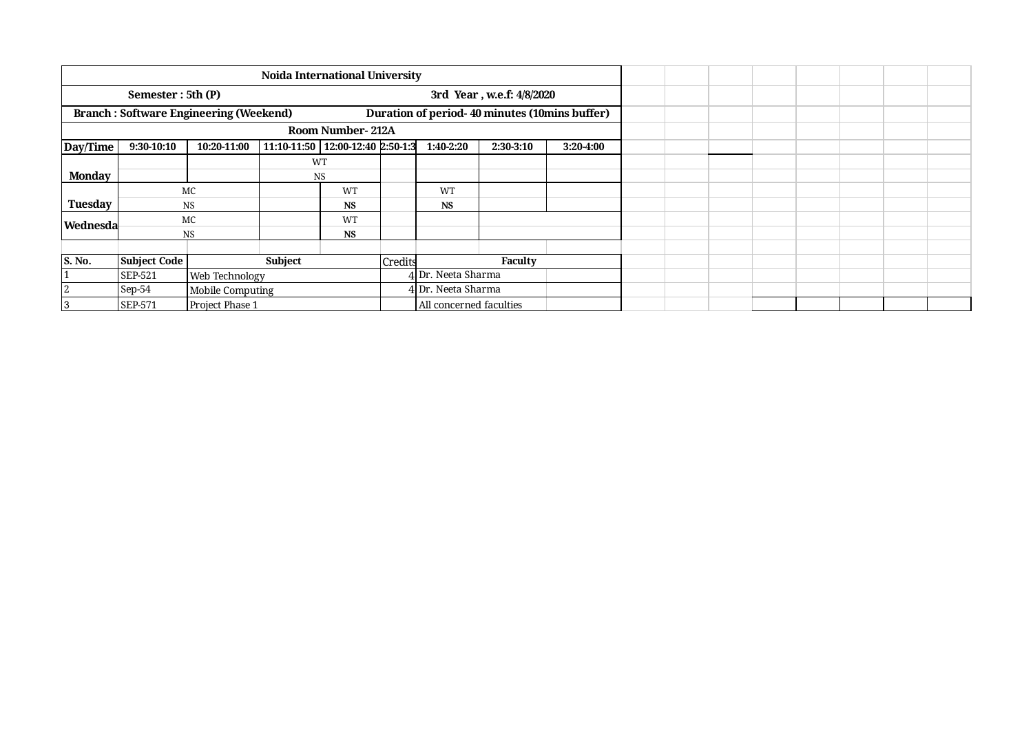**Noida International University**

**Semester : 5th (P)** **3rd Year , w.e.f: 4/8/2020**

**Branch : Software Engineering (Weekend)** **Duration of period- 40 minutes (10mins buffer)**

**Room Number- 212A**

| Day/Time | 9:30-10:10 | 10:20-11:00 | 11:10-11:50 | 12:00-12:40 | 2:50-1:3 | 1:40-2:20 | 2:30-3:10 | 3:20-4:00 |
|---|---|---|---|---|---|---|---|---|
| Monday | | | WT NS | | | | | |
| Tuesday | MC NS | | | WT NS | | WT NS | | |
| Wednesda | MC NS | | | WT NS | | | | |

| S. No. | Subject Code | Subject | Credits | Faculty |
|---|---|---|---|---|
| 1 | SEP-521 | Web Technology | 4 | Dr. Neeta Sharma |
| 2 | Sep-54 | Mobile Computing | 4 | Dr. Neeta Sharma |
| 3 | SEP-571 | Project Phase 1 | | All concerned faculties |